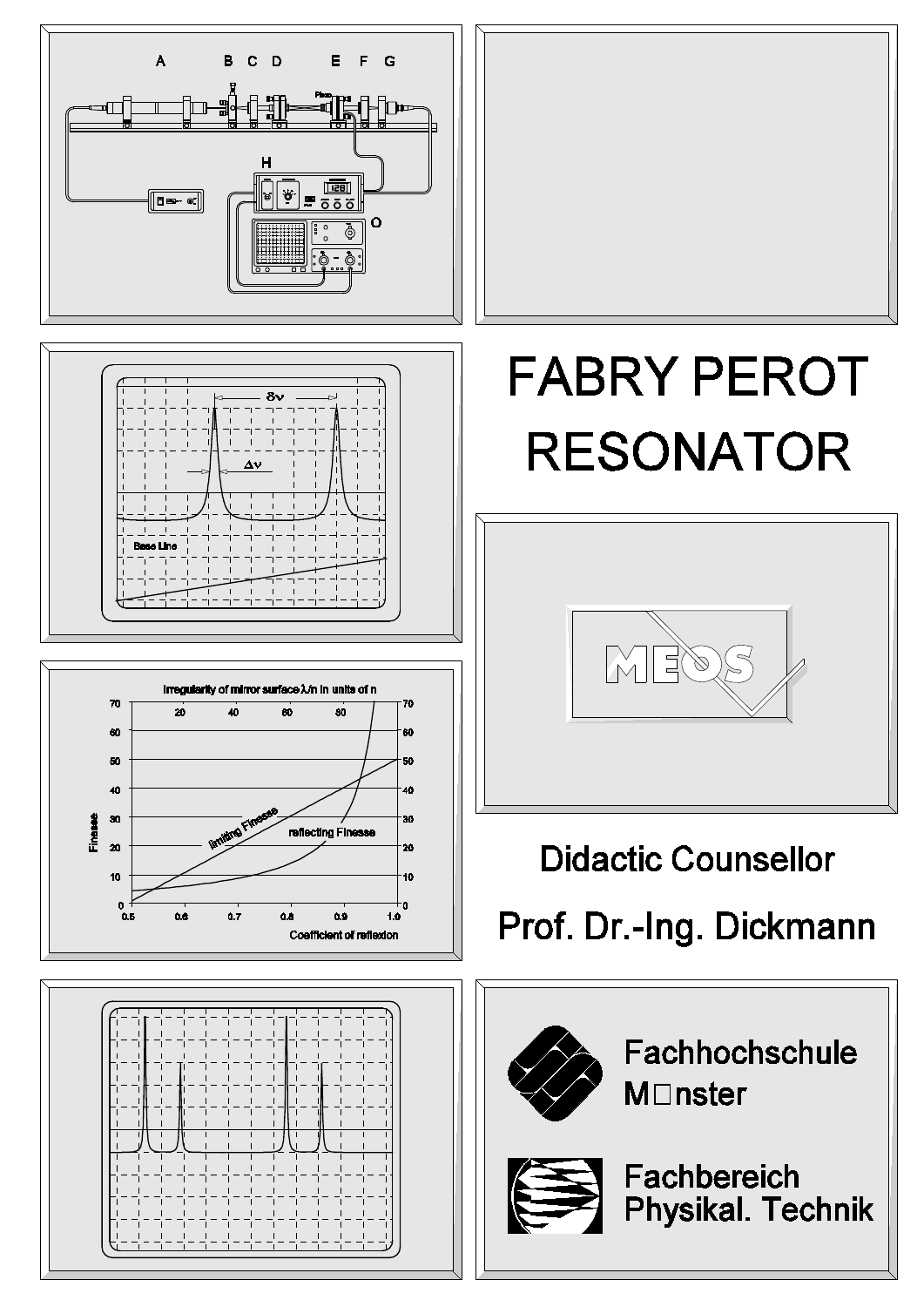# FABRY PEROT RESONATOR

Didactic Counsellor

Prof. Dr.-Ing. Dickmann

Fachhochschule Münster

Fachbereich Physikal. Technik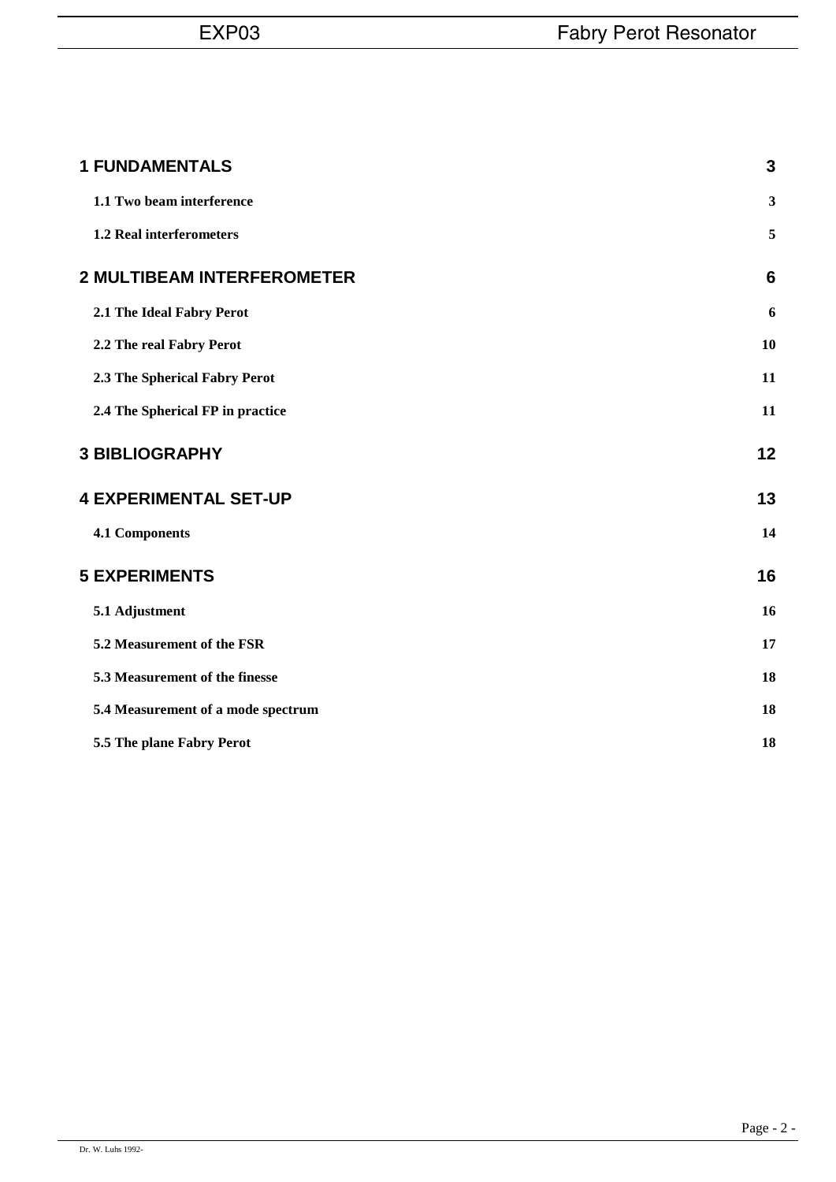| | |
|---|---|
| **1 FUNDAMENTALS** | **3** |
| **1.1 Two beam interference** | **3** |
| **1.2 Real interferometers** | **5** |
| **2 MULTIBEAM INTERFEROMETER** | **6** |
| **2.1 The Ideal Fabry Perot** | **6** |
| **2.2 The real Fabry Perot** | **10** |
| **2.3 The Spherical Fabry Perot** | **11** |
| **2.4 The Spherical FP in practice** | **11** |
| **3 BIBLIOGRAPHY** | **12** |
| **4 EXPERIMENTAL SET-UP** | **13** |
| **4.1 Components** | **14** |
| **5 EXPERIMENTS** | **16** |
| **5.1 Adjustment** | **16** |
| **5.2 Measurement of the FSR** | **17** |
| **5.3 Measurement of the finesse** | **18** |
| **5.4 Measurement of a mode spectrum** | **18** |
| **5.5 The plane Fabry Perot** | **18** |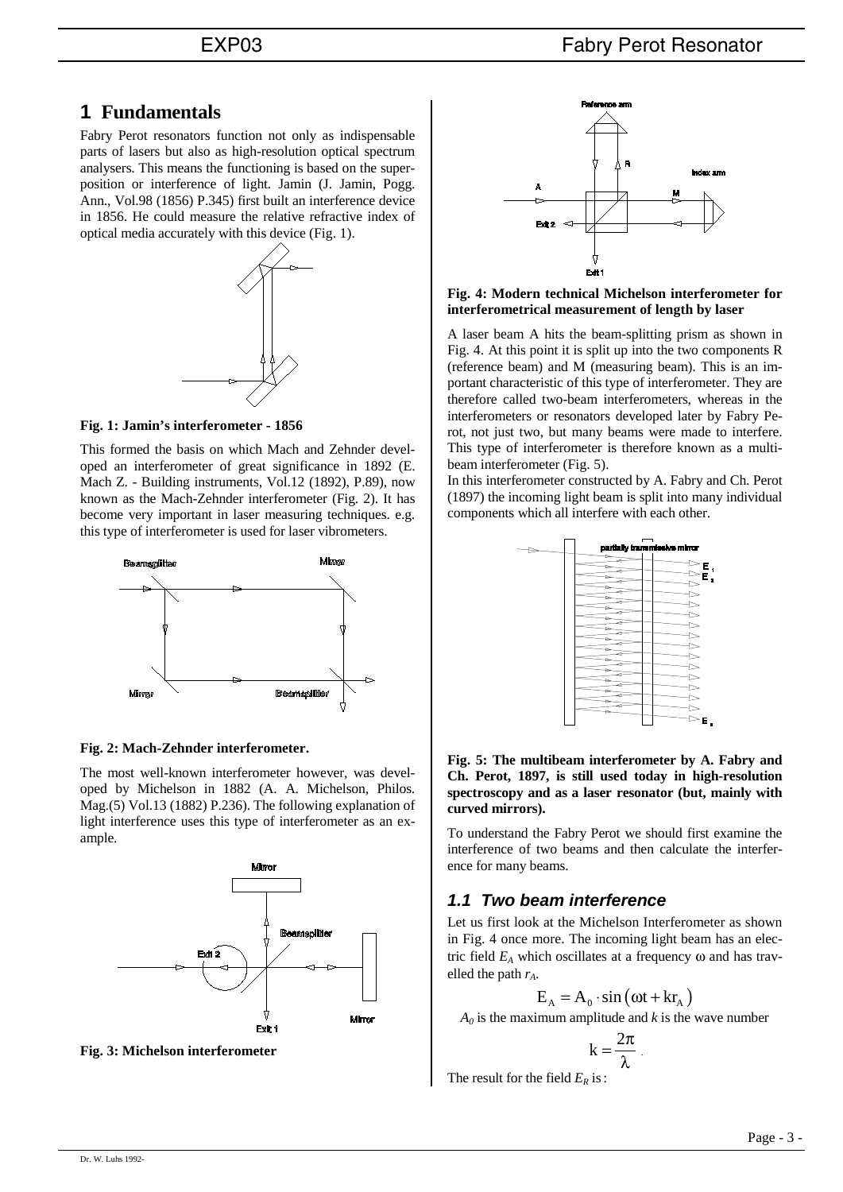# 1 Fundamentals

Fabry Perot resonators function not only as indispensable parts of lasers but also as high-resolution optical spectrum analysers. This means the functioning is based on the superposition or interference of light. Jamin (J. Jamin, Pogg. Ann., Vol.98 (1856) P.345) first built an interference device in 1856. He could measure the relative refractive index of optical media accurately with this device (Fig. 1).

**Fig. 1: Jamin's interferometer - 1856**

This formed the basis on which Mach and Zehnder developed an interferometer of great significance in 1892 (E. Mach Z. - Building instruments, Vol.12 (1892), P.89), now known as the Mach-Zehnder interferometer (Fig. 2). It has become very important in laser measuring techniques. e.g. this type of interferometer is used for laser vibrometers.

**Fig. 2: Mach-Zehnder interferometer.**

The most well-known interferometer however, was developed by Michelson in 1882 (A. A. Michelson, Philos. Mag.(5) Vol.13 (1882) P.236). The following explanation of light interference uses this type of interferometer as an example.

**Fig. 3: Michelson interferometer**

**Fig. 4: Modern technical Michelson interferometer for interferometrical measurement of length by laser**

A laser beam A hits the beam-splitting prism as shown in Fig. 4. At this point it is split up into the two components R (reference beam) and M (measuring beam). This is an important characteristic of this type of interferometer. They are therefore called two-beam interferometers, whereas in the interferometers or resonators developed later by Fabry Perot, not just two, but many beams were made to interfere. This type of interferometer is therefore known as a multi-beam interferometer (Fig. 5).

In this interferometer constructed by A. Fabry and Ch. Perot (1897) the incoming light beam is split into many individual components which all interfere with each other.

**Fig. 5: The multibeam interferometer by A. Fabry and Ch. Perot, 1897, is still used today in high-resolution spectroscopy and as a laser resonator (but, mainly with curved mirrors).**

To understand the Fabry Perot we should first examine the interference of two beams and then calculate the interference for many beams.

## 1.1 Two beam interference

Let us first look at the Michelson Interferometer as shown in Fig. 4 once more. The incoming light beam has an electric field $E_A$ which oscillates at a frequency ω and has travelled the path $r_A$.

$$E_A = A_0 \cdot \sin\left(\omega t + kr_A\right)$$

$A_0$ is the maximum amplitude and $k$ is the wave number

$$k = \frac{2\pi}{\lambda}.$$

The result for the field $E_R$ is: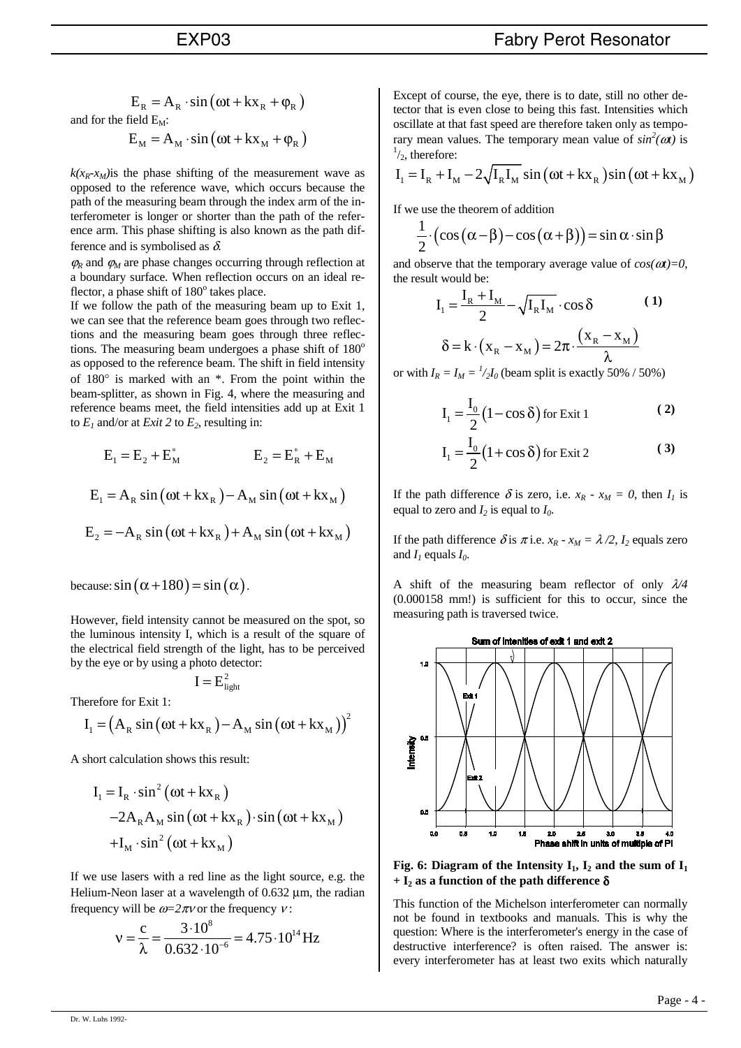$$E_R = A_R \cdot \sin(\omega t + kx_R + \varphi_R)$$

and for the field $E_M$:

$$E_M = A_M \cdot \sin(\omega t + kx_M + \varphi_R)$$

$k(x_R$-$x_M)$is the phase shifting of the measurement wave as opposed to the reference wave, which occurs because the path of the measuring beam through the index arm of the interferometer is longer or shorter than the path of the reference arm. This phase shifting is also known as the path difference and is symbolised as $\delta$.

$\varphi_R$ and $\varphi_M$ are phase changes occurring through reflection at a boundary surface. When reflection occurs on an ideal reflector, a phase shift of 180° takes place.

If we follow the path of the measuring beam up to Exit 1, we can see that the reference beam goes through two reflections and the measuring beam goes through three reflections. The measuring beam undergoes a phase shift of 180° as opposed to the reference beam. The shift in field intensity of 180° is marked with an *. From the point within the beam-splitter, as shown in Fig. 4, where the measuring and reference beams meet, the field intensities add up at Exit 1 to $E_1$ and/or at *Exit 2* to $E_2$, resulting in:

$$E_1 = E_2 + E_M^* \qquad E_2 = E_R^* + E_M$$

$$E_1 = A_R \sin(\omega t + kx_R) - A_M \sin(\omega t + kx_M)$$

$$E_2 = -A_R \sin(\omega t + kx_R) + A_M \sin(\omega t + kx_M)$$

because: $\sin(\alpha + 180) = \sin(\alpha)$.

However, field intensity cannot be measured on the spot, so the luminous intensity I, which is a result of the square of the electrical field strength of the light, has to be perceived by the eye or by using a photo detector:

$$I = E_{\text{light}}^2$$

Therefore for Exit 1:

$$I_1 = \left(A_R \sin(\omega t + kx_R) - A_M \sin(\omega t + kx_M)\right)^2$$

A short calculation shows this result:

$$\begin{aligned} I_1 = {} & I_R \cdot \sin^2(\omega t + kx_R) \\ & -2A_R A_M \sin(\omega t + kx_R) \cdot \sin(\omega t + kx_M) \\ & +I_M \cdot \sin^2(\omega t + kx_M) \end{aligned}$$

If we use lasers with a red line as the light source, e.g. the Helium-Neon laser at a wavelength of 0.632 µm, the radian frequency will be $\omega = 2\pi\nu$ or the frequency $\nu$:

$$\nu = \frac{c}{\lambda} = \frac{3 \cdot 10^8}{0.632 \cdot 10^{-6}} = 4.75 \cdot 10^{14}\,\text{Hz}$$

Except of course, the eye, there is to date, still no other detector that is even close to being this fast. Intensities which oscillate at that fast speed are therefore taken only as temporary mean values. The temporary mean value of $\sin^2(\omega t)$ is $^1/_2$, therefore:

$$I_1 = I_R + I_M - 2\sqrt{I_R I_M}\sin(\omega t + kx_R)\sin(\omega t + kx_M)$$

If we use the theorem of addition

$$\frac{1}{2} \cdot \left(\cos(\alpha - \beta) - \cos(\alpha + \beta)\right) = \sin\alpha \cdot \sin\beta$$

and observe that the temporary average value of $\cos(\omega t)=0$, the result would be:

$$I_1 = \frac{I_R + I_M}{2} - \sqrt{I_R I_M} \cdot \cos\delta \qquad (1)$$

$$\delta = k \cdot (x_R - x_M) = 2\pi \cdot \frac{(x_R - x_M)}{\lambda}$$

or with $I_R = I_M = {}^1/_2 I_0$ (beam split is exactly 50% / 50%)

$$I_1 = \frac{I_0}{2}(1 - \cos\delta) \text{ for Exit 1} \qquad (2)$$

$$I_1 = \frac{I_0}{2}(1 + \cos\delta) \text{ for Exit 2} \qquad (3)$$

If the path difference $\delta$ is zero, i.e. $x_R - x_M = 0$, then $I_1$ is equal to zero and $I_2$ is equal to $I_0$.

If the path difference $\delta$ is $\pi$ i.e. $x_R - x_M = \lambda/2$, $I_2$ equals zero and $I_1$ equals $I_0$.

A shift of the measuring beam reflector of only $\lambda/4$ (0.000158 mm!) is sufficient for this to occur, since the measuring path is traversed twice.

**Fig. 6: Diagram of the Intensity $I_1$, $I_2$ and the sum of $I_1$ + $I_2$ as a function of the path difference $\delta$**

This function of the Michelson interferometer can normally not be found in textbooks and manuals. This is why the question: Where is the interferometer's energy in the case of destructive interference? is often raised. The answer is: every interferometer has at least two exits which naturally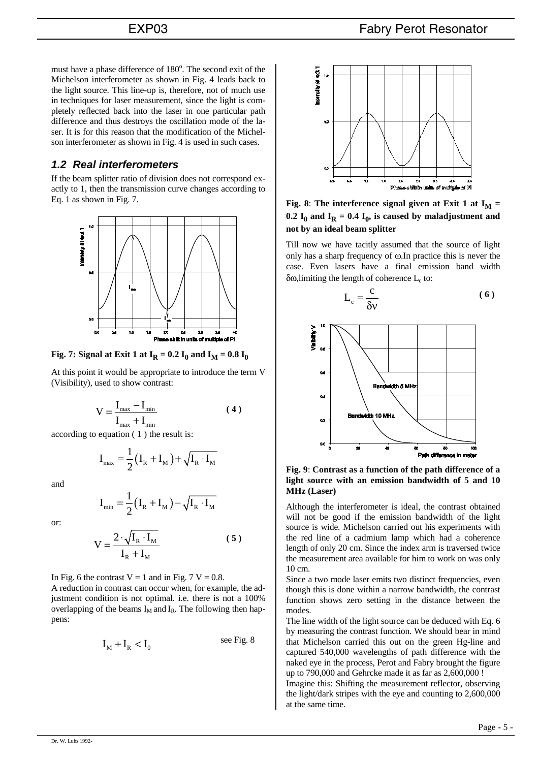must have a phase difference of 180°. The second exit of the Michelson interferometer as shown in Fig. 4 leads back to the light source. This line-up is, therefore, not of much use in techniques for laser measurement, since the light is completely reflected back into the laser in one particular path difference and thus destroys the oscillation mode of the laser. It is for this reason that the modification of the Michelson interferometer as shown in Fig. 4 is used in such cases.

## 1.2 Real interferometers

If the beam splitter ratio of division does not correspond exactly to 1, then the transmission curve changes according to Eq. 1 as shown in Fig. 7.

**Fig. 7: Signal at Exit 1 at $I_R = 0.2\, I_0$ and $I_M = 0.8\, I_0$**

At this point it would be appropriate to introduce the term V (Visibility), used to show contrast:

$$V = \frac{I_{max} - I_{min}}{I_{max} + I_{min}} \qquad (4)$$

according to equation ( 1 ) the result is:

$$I_{max} = \frac{1}{2}\left(I_R + I_M\right) + \sqrt{I_R \cdot I_M}$$

and

$$I_{min} = \frac{1}{2}\left(I_R + I_M\right) - \sqrt{I_R \cdot I_M}$$

or:

$$V = \frac{2 \cdot \sqrt{I_R \cdot I_M}}{I_R + I_M} \qquad (5)$$

In Fig. 6 the contrast V = 1 and in Fig. 7 V = 0.8.

A reduction in contrast can occur when, for example, the adjustment condition is not optimal. i.e. there is not a 100% overlapping of the beams $I_M$ and $I_R$. The following then happens:

$$I_M + I_R < I_0 \qquad \text{see Fig. 8}$$

**Fig. 8: The interference signal given at Exit 1 at $I_M = 0.2\, I_0$ and $I_R = 0.4\, I_0$, is caused by maladjustment and not by an ideal beam splitter**

Till now we have tacitly assumed that the source of light only has a sharp frequency of ω. In practice this is never the case. Even lasers have a final emission band width δω, limiting the length of coherence $L_c$ to:

$$L_c = \frac{c}{\delta\nu} \qquad (6)$$

**Fig. 9: Contrast as a function of the path difference of a light source with an emission bandwidth of 5 and 10 MHz (Laser)**

Although the interferometer is ideal, the contrast obtained will not be good if the emission bandwidth of the light source is wide. Michelson carried out his experiments with the red line of a cadmium lamp which had a coherence length of only 20 cm. Since the index arm is traversed twice the measurement area available for him to work on was only 10 cm.

Since a two mode laser emits two distinct frequencies, even though this is done within a narrow bandwidth, the contrast function shows zero setting in the distance between the modes.

The line width of the light source can be deduced with Eq. 6 by measuring the contrast function. We should bear in mind that Michelson carried this out on the green Hg-line and captured 540,000 wavelengths of path difference with the naked eye in the process, Perot and Fabry brought the figure up to 790,000 and Gehrcke made it as far as 2,600,000 !

Imagine this: Shifting the measurement reflector, observing the light/dark stripes with the eye and counting to 2,600,000 at the same time.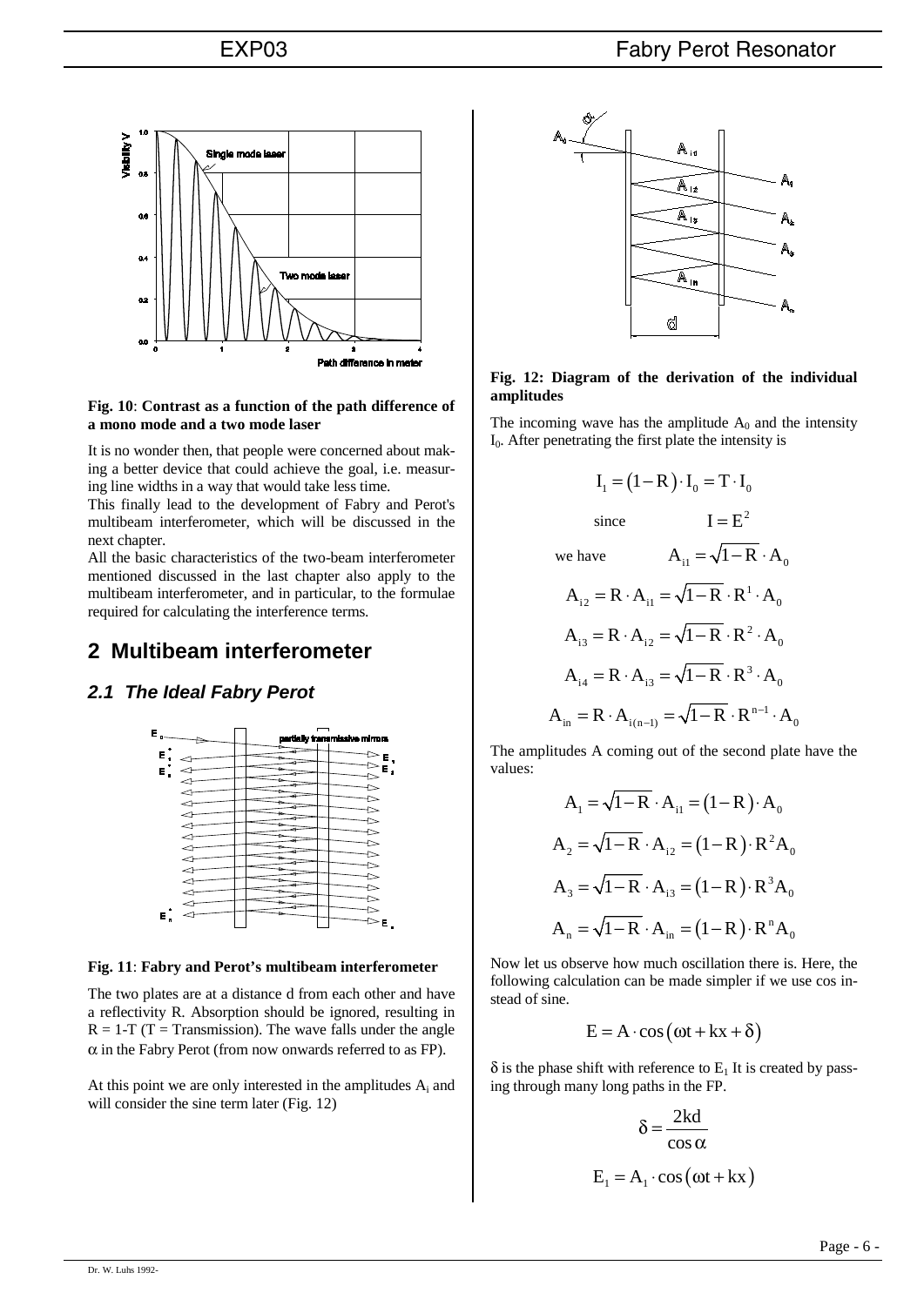**Fig. 10**: **Contrast as a function of the path difference of a mono mode and a two mode laser**

It is no wonder then, that people were concerned about making a better device that could achieve the goal, i.e. measuring line widths in a way that would take less time.
This finally lead to the development of Fabry and Perot's multibeam interferometer, which will be discussed in the next chapter.
All the basic characteristics of the two-beam interferometer mentioned discussed in the last chapter also apply to the multibeam interferometer, and in particular, to the formulae required for calculating the interference terms.

# 2 Multibeam interferometer

## *2.1 The Ideal Fabry Perot*

**Fig. 11**: **Fabry and Perot's multibeam interferometer**

The two plates are at a distance d from each other and have a reflectivity R. Absorption should be ignored, resulting in $R = 1\text{-}T$ (T = Transmission). The wave falls under the angle $\alpha$ in the Fabry Perot (from now onwards referred to as FP).

At this point we are only interested in the amplitudes $A_i$ and will consider the sine term later (Fig. 12)

**Fig. 12: Diagram of the derivation of the individual amplitudes**

The incoming wave has the amplitude $A_0$ and the intensity $I_0$. After penetrating the first plate the intensity is

$$I_1 = (1-R)\cdot I_0 = T\cdot I_0$$

$$\text{since} \qquad I = E^2$$

$$\text{we have} \qquad A_{i1} = \sqrt{1-R}\cdot A_0$$

$$A_{i2} = R\cdot A_{i1} = \sqrt{1-R}\cdot R^1\cdot A_0$$

$$A_{i3} = R\cdot A_{i2} = \sqrt{1-R}\cdot R^2\cdot A_0$$

$$A_{i4} = R\cdot A_{i3} = \sqrt{1-R}\cdot R^3\cdot A_0$$

$$A_{in} = R\cdot A_{i(n-1)} = \sqrt{1-R}\cdot R^{n-1}\cdot A_0$$

The amplitudes A coming out of the second plate have the values:

$$A_1 = \sqrt{1-R}\cdot A_{i1} = (1-R)\cdot A_0$$

$$A_2 = \sqrt{1-R}\cdot A_{i2} = (1-R)\cdot R^2 A_0$$

$$A_3 = \sqrt{1-R}\cdot A_{i3} = (1-R)\cdot R^3 A_0$$

$$A_n = \sqrt{1-R}\cdot A_{in} = (1-R)\cdot R^n A_0$$

Now let us observe how much oscillation there is. Here, the following calculation can be made simpler if we use cos instead of sine.

$$E = A\cdot\cos(\omega t + kx + \delta)$$

$\delta$ is the phase shift with reference to $E_1$ It is created by passing through many long paths in the FP.

$$\delta = \frac{2kd}{\cos\alpha}$$

$$E_1 = A_1\cdot\cos(\omega t + kx)$$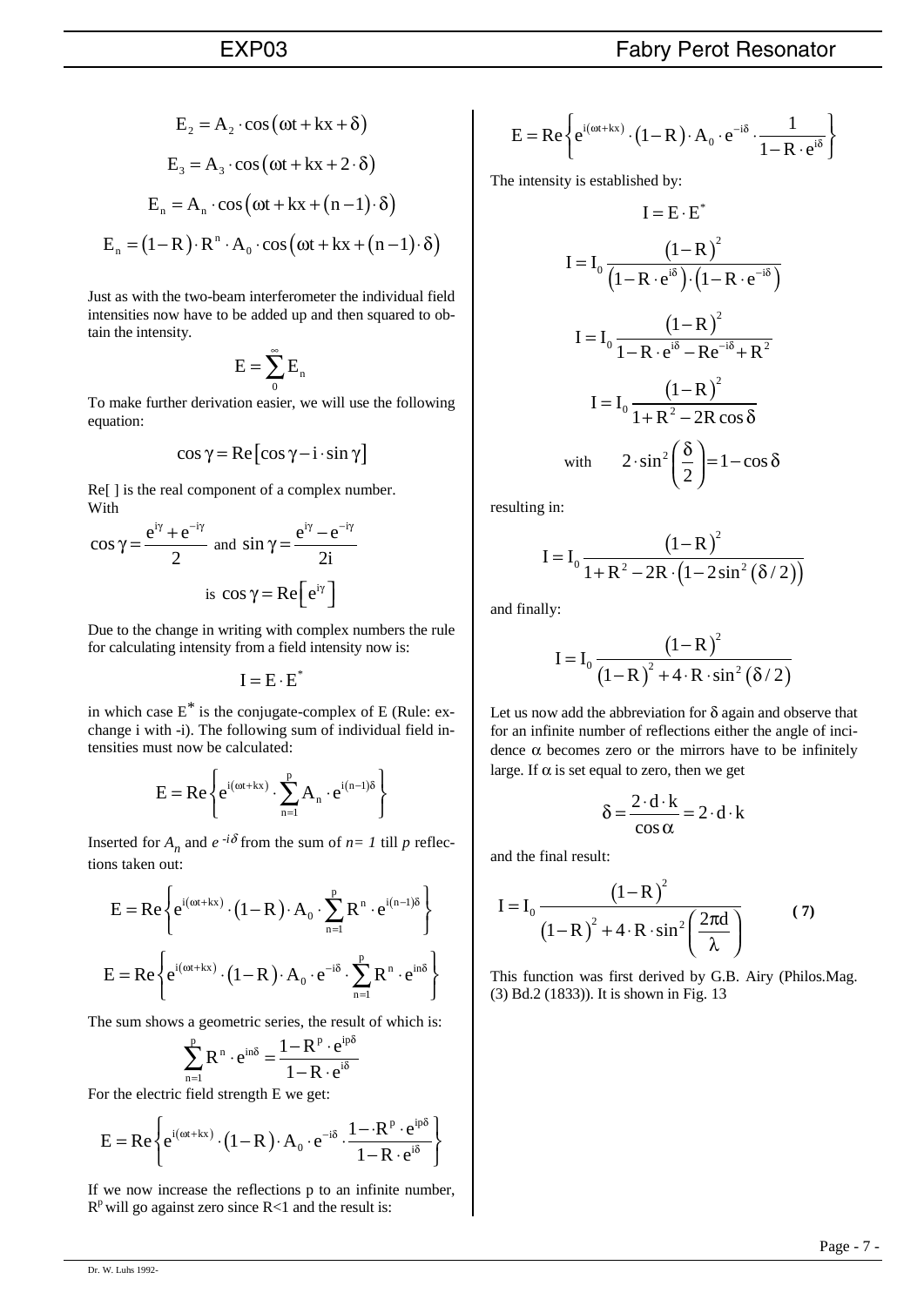$$E_2 = A_2 \cdot \cos(\omega t + kx + \delta)$$

$$E_3 = A_3 \cdot \cos(\omega t + kx + 2 \cdot \delta)$$

$$E_n = A_n \cdot \cos(\omega t + kx + (n-1) \cdot \delta)$$

$$E_n = (1-R) \cdot R^n \cdot A_0 \cdot \cos(\omega t + kx + (n-1) \cdot \delta)$$

Just as with the two-beam interferometer the individual field intensities now have to be added up and then squared to obtain the intensity.

$$E = \sum_0^\infty E_n$$

To make further derivation easier, we will use the following equation:

$$\cos\gamma = \mathrm{Re}\left[\cos\gamma - i \cdot \sin\gamma\right]$$

Re[ ] is the real component of a complex number.
With

$$\cos\gamma = \frac{e^{i\gamma} + e^{-i\gamma}}{2} \text{ and } \sin\gamma = \frac{e^{i\gamma} - e^{-i\gamma}}{2i}$$

$$\text{is } \cos\gamma = \mathrm{Re}\left[e^{i\gamma}\right]$$

Due to the change in writing with complex numbers the rule for calculating intensity from a field intensity now is:

$$I = E \cdot E^*$$

in which case $E^*$ is the conjugate-complex of E (Rule: exchange i with -i). The following sum of individual field intensities must now be calculated:

$$E = \mathrm{Re}\left\{e^{i(\omega t + kx)} \cdot \sum_{n=1}^{p} A_n \cdot e^{i(n-1)\delta}\right\}$$

Inserted for $A_n$ and $e^{-i\delta}$ from the sum of $n=1$ till $p$ reflections taken out:

$$E = \mathrm{Re}\left\{e^{i(\omega t + kx)} \cdot (1-R) \cdot A_0 \cdot \sum_{n=1}^{p} R^n \cdot e^{i(n-1)\delta}\right\}$$

$$E = \mathrm{Re}\left\{e^{i(\omega t + kx)} \cdot (1-R) \cdot A_0 \cdot e^{-i\delta} \cdot \sum_{n=1}^{p} R^n \cdot e^{in\delta}\right\}$$

The sum shows a geometric series, the result of which is:

$$\sum_{n=1}^{p} R^n \cdot e^{in\delta} = \frac{1 - R^p \cdot e^{ip\delta}}{1 - R \cdot e^{i\delta}}$$

For the electric field strength E we get:

$$E = \mathrm{Re}\left\{e^{i(\omega t + kx)} \cdot (1-R) \cdot A_0 \cdot e^{-i\delta} \cdot \frac{1 - \cdot R^p \cdot e^{ip\delta}}{1 - R \cdot e^{i\delta}}\right\}$$

If we now increase the reflections p to an infinite number, $R^p$ will go against zero since R<1 and the result is:

$$E = \mathrm{Re}\left\{e^{i(\omega t + kx)} \cdot (1-R) \cdot A_0 \cdot e^{-i\delta} \cdot \frac{1}{1 - R \cdot e^{i\delta}}\right\}$$

The intensity is established by:

$$I = E \cdot E^*$$

$$I = I_0 \frac{(1-R)^2}{\left(1 - R \cdot e^{i\delta}\right) \cdot \left(1 - R \cdot e^{-i\delta}\right)}$$

$$I = I_0 \frac{(1-R)^2}{1 - R \cdot e^{i\delta} - Re^{-i\delta} + R^2}$$

$$I = I_0 \frac{(1-R)^2}{1 + R^2 - 2R\cos\delta}$$

$$\text{with} \qquad 2 \cdot \sin^2\left(\frac{\delta}{2}\right) = 1 - \cos\delta$$

resulting in:

$$I = I_0 \frac{(1-R)^2}{1 + R^2 - 2R \cdot \left(1 - 2\sin^2(\delta/2)\right)}$$

and finally:

$$I = I_0 \frac{(1-R)^2}{(1-R)^2 + 4 \cdot R \cdot \sin^2(\delta/2)}$$

Let us now add the abbreviation for $\delta$ again and observe that for an infinite number of reflections either the angle of incidence $\alpha$ becomes zero or the mirrors have to be infinitely large. If $\alpha$ is set equal to zero, then we get

$$\delta = \frac{2 \cdot d \cdot k}{\cos\alpha} = 2 \cdot d \cdot k$$

and the final result:

$$I = I_0 \frac{(1-R)^2}{(1-R)^2 + 4 \cdot R \cdot \sin^2\left(\frac{2\pi d}{\lambda}\right)} \qquad (7)$$

This function was first derived by G.B. Airy (Philos.Mag. (3) Bd.2 (1833)). It is shown in Fig. 13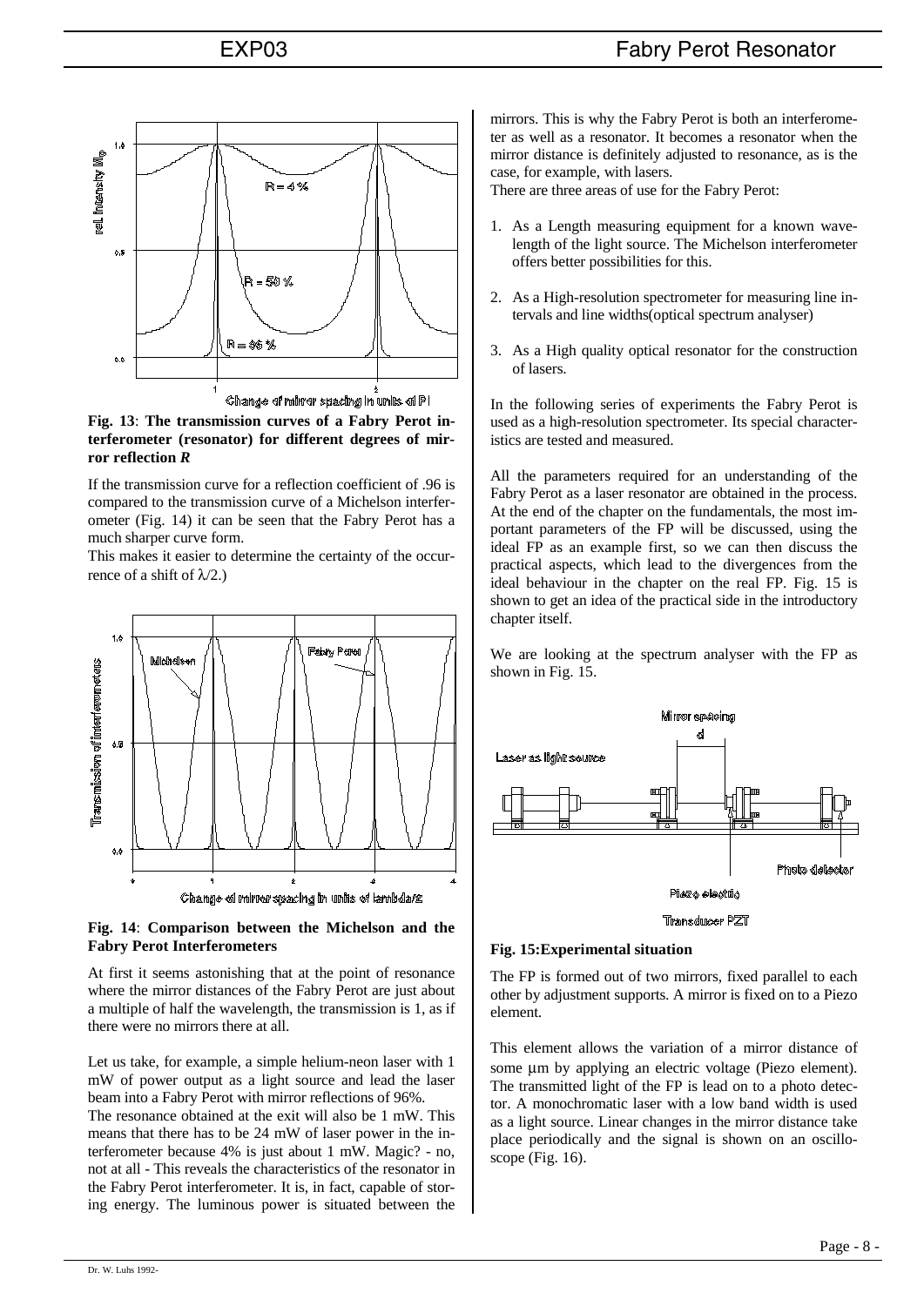**Fig. 13**: **The transmission curves of a Fabry Perot interferometer (resonator) for different degrees of mirror reflection** ***R***

If the transmission curve for a reflection coefficient of .96 is compared to the transmission curve of a Michelson interferometer (Fig. 14) it can be seen that the Fabry Perot has a much sharper curve form.

This makes it easier to determine the certainty of the occurrence of a shift of $\lambda/2$.)

**Fig. 14**: **Comparison between the Michelson and the Fabry Perot Interferometers**

At first it seems astonishing that at the point of resonance where the mirror distances of the Fabry Perot are just about a multiple of half the wavelength, the transmission is 1, as if there were no mirrors there at all.

Let us take, for example, a simple helium-neon laser with 1 mW of power output as a light source and lead the laser beam into a Fabry Perot with mirror reflections of 96%.

The resonance obtained at the exit will also be 1 mW. This means that there has to be 24 mW of laser power in the interferometer because 4% is just about 1 mW. Magic? - no, not at all - This reveals the characteristics of the resonator in the Fabry Perot interferometer. It is, in fact, capable of storing energy. The luminous power is situated between the mirrors. This is why the Fabry Perot is both an interferometer as well as a resonator. It becomes a resonator when the mirror distance is definitely adjusted to resonance, as is the case, for example, with lasers.

There are three areas of use for the Fabry Perot:

1. As a Length measuring equipment for a known wavelength of the light source. The Michelson interferometer offers better possibilities for this.
2. As a High-resolution spectrometer for measuring line intervals and line widths(optical spectrum analyser)
3. As a High quality optical resonator for the construction of lasers.

In the following series of experiments the Fabry Perot is used as a high-resolution spectrometer. Its special characteristics are tested and measured.

All the parameters required for an understanding of the Fabry Perot as a laser resonator are obtained in the process. At the end of the chapter on the fundamentals, the most important parameters of the FP will be discussed, using the ideal FP as an example first, so we can then discuss the practical aspects, which lead to the divergences from the ideal behaviour in the chapter on the real FP. Fig. 15 is shown to get an idea of the practical side in the introductory chapter itself.

We are looking at the spectrum analyser with the FP as shown in Fig. 15.

**Fig. 15:Experimental situation**

The FP is formed out of two mirrors, fixed parallel to each other by adjustment supports. A mirror is fixed on to a Piezo element.

This element allows the variation of a mirror distance of some µm by applying an electric voltage (Piezo element). The transmitted light of the FP is lead on to a photo detector. A monochromatic laser with a low band width is used as a light source. Linear changes in the mirror distance take place periodically and the signal is shown on an oscilloscope (Fig. 16).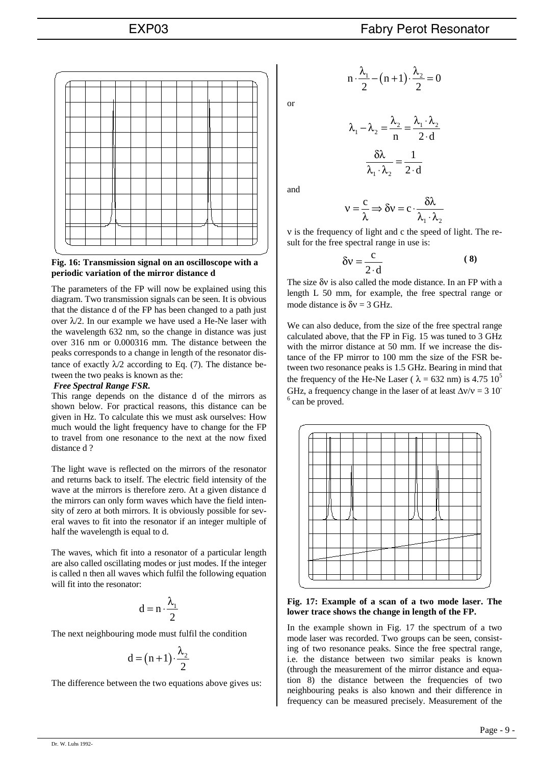**Fig. 16: Transmission signal on an oscilloscope with a periodic variation of the mirror distance d**

The parameters of the FP will now be explained using this diagram. Two transmission signals can be seen. It is obvious that the distance d of the FP has been changed to a path just over $\lambda/2$. In our example we have used a He-Ne laser with the wavelength 632 nm, so the change in distance was just over 316 nm or 0.000316 mm. The distance between the peaks corresponds to a change in length of the resonator distance of exactly $\lambda/2$ according to Eq. (7). The distance between the two peaks is known as the:

***Free Spectral Range FSR.***

This range depends on the distance d of the mirrors as shown below. For practical reasons, this distance can be given in Hz. To calculate this we must ask ourselves: How much would the light frequency have to change for the FP to travel from one resonance to the next at the now fixed distance d ?

The light wave is reflected on the mirrors of the resonator and returns back to itself. The electric field intensity of the wave at the mirrors is therefore zero. At a given distance d the mirrors can only form waves which have the field intensity of zero at both mirrors. It is obviously possible for several waves to fit into the resonator if an integer multiple of half the wavelength is equal to d.

The waves, which fit into a resonator of a particular length are also called oscillating modes or just modes. If the integer is called n then all waves which fulfil the following equation will fit into the resonator:

$$d = n \cdot \frac{\lambda_1}{2}$$

The next neighbouring mode must fulfil the condition

$$d = (n+1) \cdot \frac{\lambda_2}{2}$$

The difference between the two equations above gives us:

$$n \cdot \frac{\lambda_1}{2} - (n+1) \cdot \frac{\lambda_2}{2} = 0$$

or

$$\lambda_1 - \lambda_2 = \frac{\lambda_2}{n} = \frac{\lambda_1 \cdot \lambda_2}{2 \cdot d}$$

$$\frac{\delta\lambda}{\lambda_1 \cdot \lambda_2} = \frac{1}{2 \cdot d}$$

and

$$\nu = \frac{c}{\lambda} \Rightarrow \delta\nu = c \cdot \frac{\delta\lambda}{\lambda_1 \cdot \lambda_2}$$

$\nu$ is the frequency of light and c the speed of light. The result for the free spectral range in use is:

$$\delta\nu = \frac{c}{2 \cdot d} \qquad (8)$$

The size $\delta\nu$ is also called the mode distance. In an FP with a length L 50 mm, for example, the free spectral range or mode distance is $\delta\nu = 3$ GHz.

We can also deduce, from the size of the free spectral range calculated above, that the FP in Fig. 15 was tuned to 3 GHz with the mirror distance at 50 mm. If we increase the distance of the FP mirror to 100 mm the size of the FSR between two resonance peaks is 1.5 GHz. Bearing in mind that the frequency of the He-Ne Laser ( $\lambda = 632$ nm) is $4.75 \; 10^5$ GHz, a frequency change in the laser of at least $\Delta\nu/\nu = 3 \; 10^{-6}$ can be proved.

**Fig. 17: Example of a scan of a two mode laser. The lower trace shows the change in length of the FP.**

In the example shown in Fig. 17 the spectrum of a two mode laser was recorded. Two groups can be seen, consisting of two resonance peaks. Since the free spectral range, i.e. the distance between two similar peaks is known (through the measurement of the mirror distance and equation 8) the distance between the frequencies of two neighbouring peaks is also known and their difference in frequency can be measured precisely. Measurement of the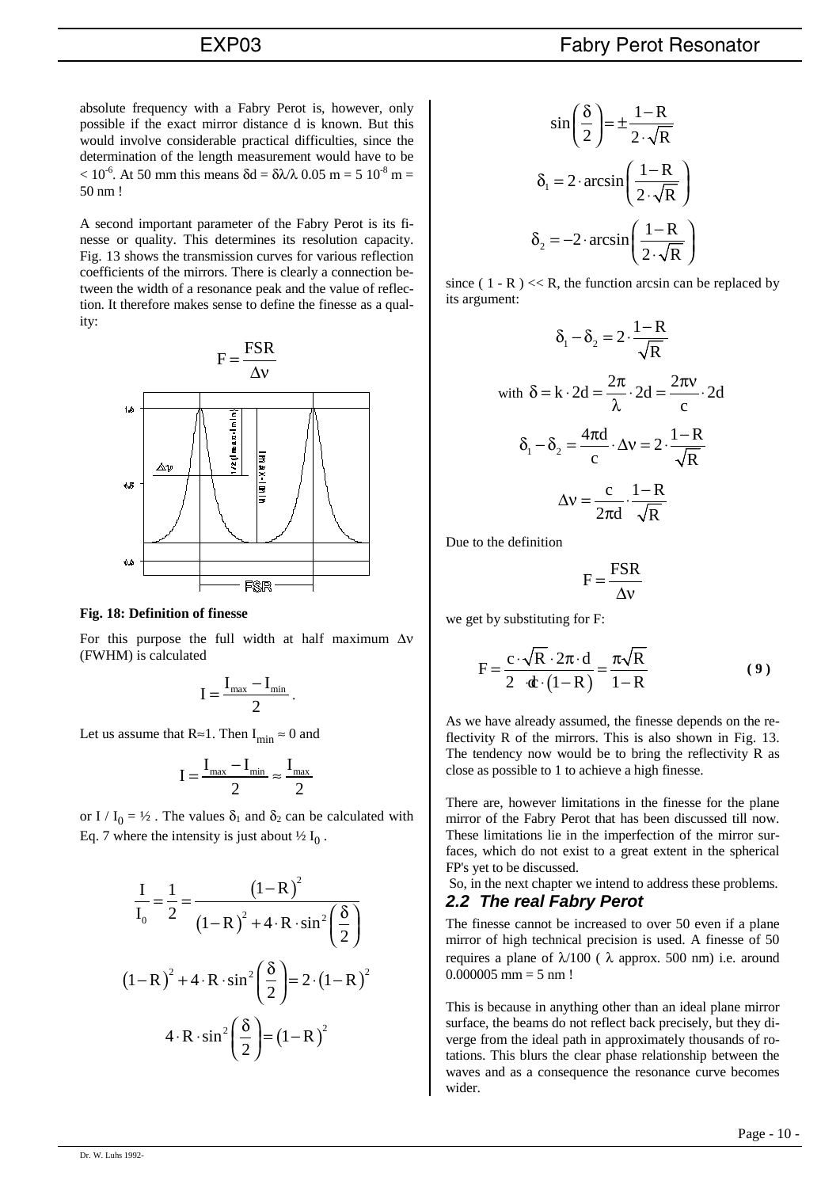absolute frequency with a Fabry Perot is, however, only possible if the exact mirror distance d is known. But this would involve considerable practical difficulties, since the determination of the length measurement would have to be $< 10^{-6}$. At 50 mm this means $\delta d = \delta\lambda/\lambda \; 0.05 \text{ m} = 5 \; 10^{-8} \text{ m} =$ 50 nm !

A second important parameter of the Fabry Perot is its finesse or quality. This determines its resolution capacity. Fig. 13 shows the transmission curves for various reflection coefficients of the mirrors. There is clearly a connection between the width of a resonance peak and the value of reflection. It therefore makes sense to define the finesse as a quality:

$$F = \frac{FSR}{\Delta\nu}$$

**Fig. 18: Definition of finesse**

For this purpose the full width at half maximum $\Delta\nu$ (FWHM) is calculated

$$I = \frac{I_{max} - I_{min}}{2}.$$

Let us assume that $R \approx 1$. Then $I_{min} \approx 0$ and

$$I = \frac{I_{max} - I_{min}}{2} \approx \frac{I_{max}}{2}$$

or $I / I_0 = ½$ . The values $\delta_1$ and $\delta_2$ can be calculated with Eq. 7 where the intensity is just about $½ \, I_0$ .

$$\frac{I}{I_0} = \frac{1}{2} = \frac{(1-R)^2}{(1-R)^2 + 4 \cdot R \cdot \sin^2\left(\frac{\delta}{2}\right)}$$

$$(1-R)^2 + 4 \cdot R \cdot \sin^2\left(\frac{\delta}{2}\right) = 2 \cdot (1-R)^2$$

$$4 \cdot R \cdot \sin^2\left(\frac{\delta}{2}\right) = (1-R)^2$$

$$\sin\left(\frac{\delta}{2}\right) = \pm \frac{1-R}{2 \cdot \sqrt{R}}$$

$$\delta_1 = 2 \cdot \arcsin\left(\frac{1-R}{2 \cdot \sqrt{R}}\right)$$

$$\delta_2 = -2 \cdot \arcsin\left(\frac{1-R}{2 \cdot \sqrt{R}}\right)$$

since $( 1 - R ) << R$, the function arcsin can be replaced by its argument:

$$\delta_1 - \delta_2 = 2 \cdot \frac{1-R}{\sqrt{R}}$$

$$\text{with } \delta = k \cdot 2d = \frac{2\pi}{\lambda} \cdot 2d = \frac{2\pi\nu}{c} \cdot 2d$$

$$\delta_1 - \delta_2 = \frac{4\pi d}{c} \cdot \Delta\nu = 2 \cdot \frac{1-R}{\sqrt{R}}$$

$$\Delta\nu = \frac{c}{2\pi d} \cdot \frac{1-R}{\sqrt{R}}$$

Due to the definition

$$F = \frac{FSR}{\Delta\nu}$$

we get by substituting for F:

$$F = \frac{c \cdot \sqrt{R} \cdot 2\pi \cdot d}{2 \cdot d \cdot c \cdot (1-R)} = \frac{\pi\sqrt{R}}{1-R} \qquad (9)$$

As we have already assumed, the finesse depends on the reflectivity R of the mirrors. This is also shown in Fig. 13. The tendency now would be to bring the reflectivity R as close as possible to 1 to achieve a high finesse.

There are, however limitations in the finesse for the plane mirror of the Fabry Perot that has been discussed till now. These limitations lie in the imperfection of the mirror surfaces, which do not exist to a great extent in the spherical FP's yet to be discussed.

So, in the next chapter we intend to address these problems.

## 2.2 The real Fabry Perot

The finesse cannot be increased to over 50 even if a plane mirror of high technical precision is used. A finesse of 50 requires a plane of $\lambda/100$ ( $\lambda$ approx. 500 nm) i.e. around 0.000005 mm = 5 nm !

This is because in anything other than an ideal plane mirror surface, the beams do not reflect back precisely, but they diverge from the ideal path in approximately thousands of rotations. This blurs the clear phase relationship between the waves and as a consequence the resonance curve becomes wider.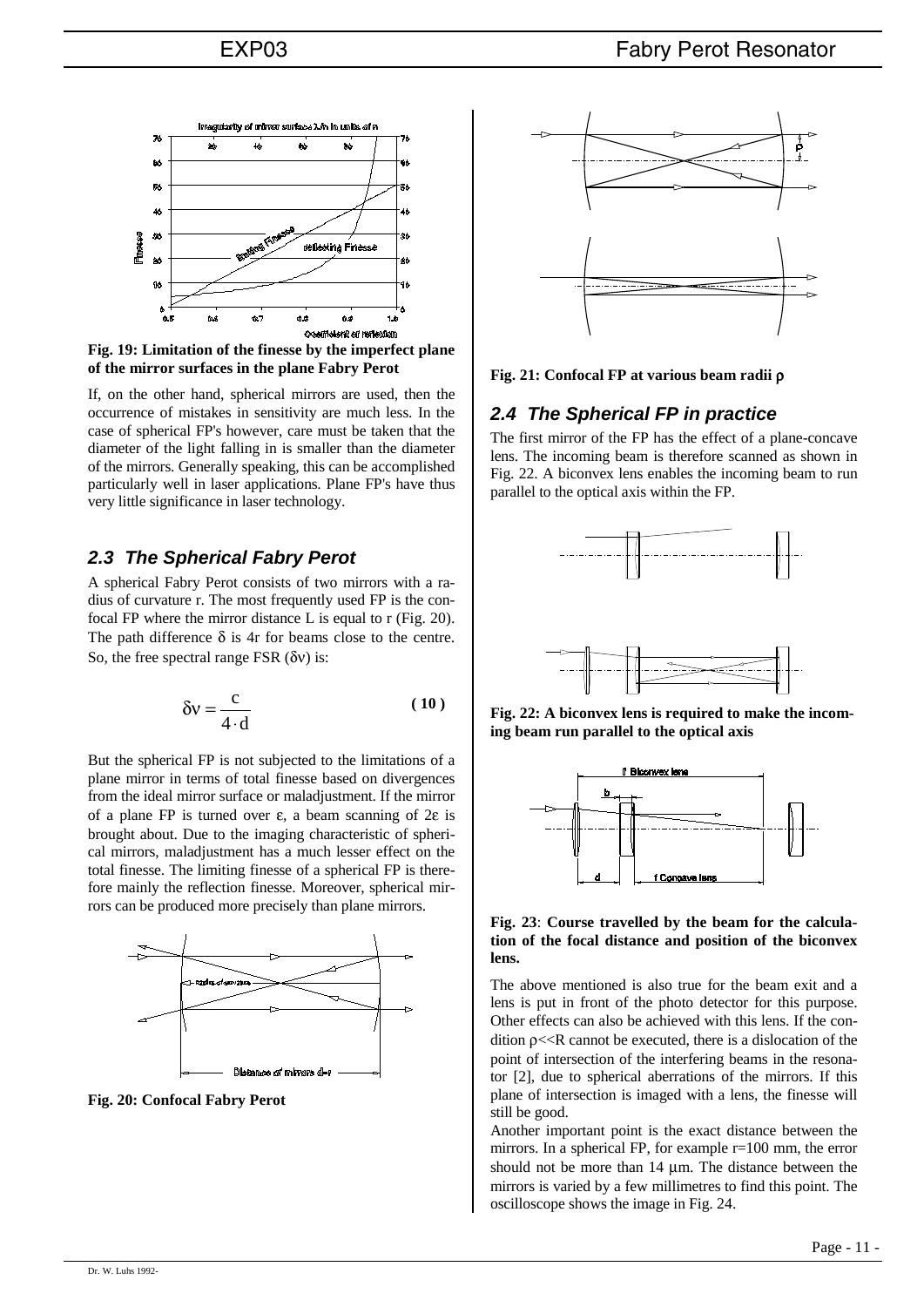**Fig. 19: Limitation of the finesse by the imperfect plane of the mirror surfaces in the plane Fabry Perot**

If, on the other hand, spherical mirrors are used, then the occurrence of mistakes in sensitivity are much less. In the case of spherical FP's however, care must be taken that the diameter of the light falling in is smaller than the diameter of the mirrors. Generally speaking, this can be accomplished particularly well in laser applications. Plane FP's have thus very little significance in laser technology.

## 2.3 The Spherical Fabry Perot

A spherical Fabry Perot consists of two mirrors with a radius of curvature r. The most frequently used FP is the confocal FP where the mirror distance L is equal to r (Fig. 20). The path difference $\delta$ is 4r for beams close to the centre. So, the free spectral range FSR ($\delta\nu$) is:

$$\delta\nu = \frac{c}{4 \cdot d} \qquad (10)$$

But the spherical FP is not subjected to the limitations of a plane mirror in terms of total finesse based on divergences from the ideal mirror surface or maladjustment. If the mirror of a plane FP is turned over $\varepsilon$, a beam scanning of $2\varepsilon$ is brought about. Due to the imaging characteristic of spherical mirrors, maladjustment has a much lesser effect on the total finesse. The limiting finesse of a spherical FP is therefore mainly the reflection finesse. Moreover, spherical mirrors can be produced more precisely than plane mirrors.

**Fig. 20: Confocal Fabry Perot**

**Fig. 21: Confocal FP at various beam radii $\rho$**

## 2.4 The Spherical FP in practice

The first mirror of the FP has the effect of a plane-concave lens. The incoming beam is therefore scanned as shown in Fig. 22. A biconvex lens enables the incoming beam to run parallel to the optical axis within the FP.

**Fig. 22: A biconvex lens is required to make the incoming beam run parallel to the optical axis**

**Fig. 23**: **Course travelled by the beam for the calculation of the focal distance and position of the biconvex lens.**

The above mentioned is also true for the beam exit and a lens is put in front of the photo detector for this purpose. Other effects can also be achieved with this lens. If the condition $\rho \ll R$ cannot be executed, there is a dislocation of the point of intersection of the interfering beams in the resonator [2], due to spherical aberrations of the mirrors. If this plane of intersection is imaged with a lens, the finesse will still be good.

Another important point is the exact distance between the mirrors. In a spherical FP, for example r=100 mm, the error should not be more than 14 µm. The distance between the mirrors is varied by a few millimetres to find this point. The oscilloscope shows the image in Fig. 24.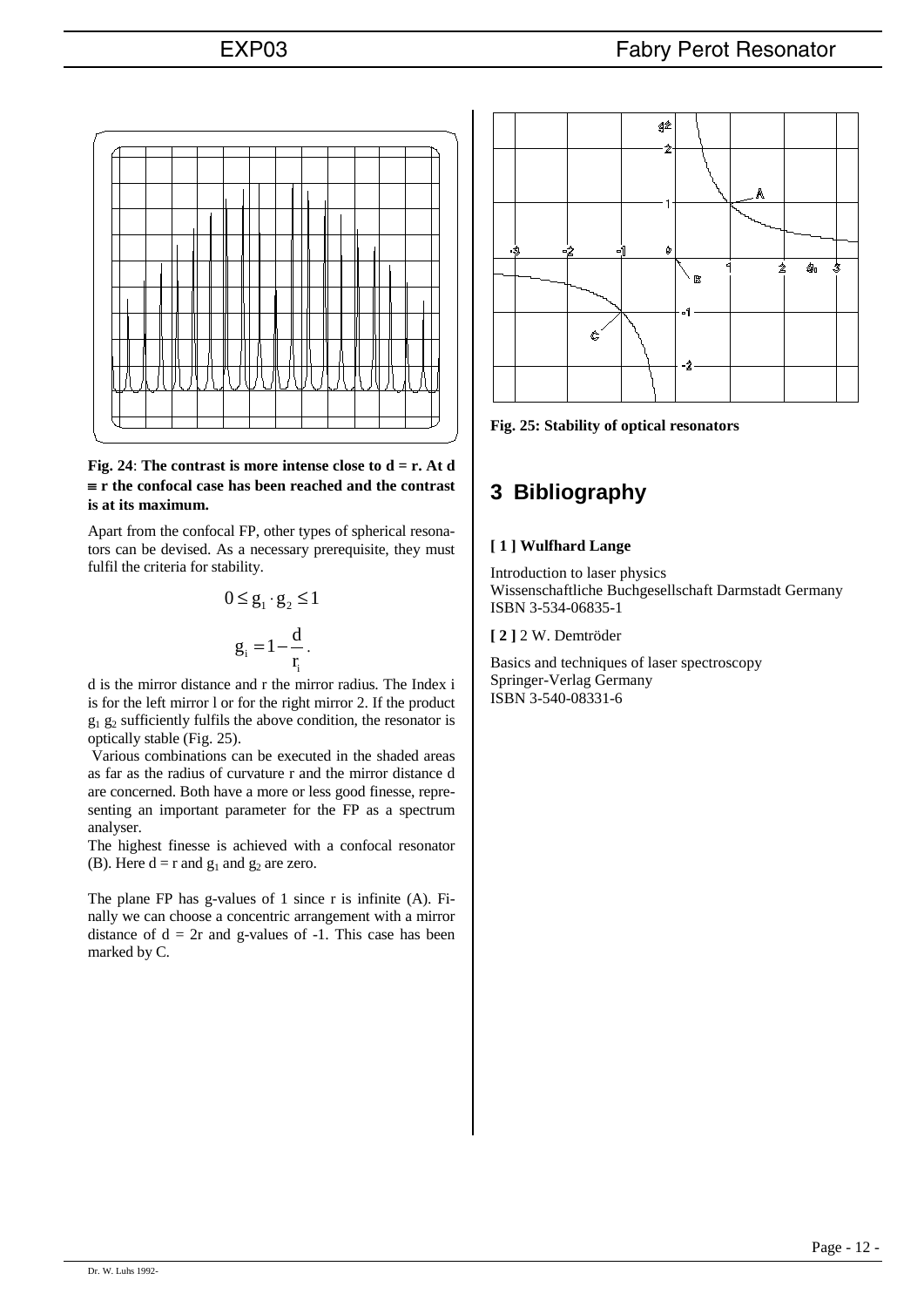**Fig. 24**: **The contrast is more intense close to d = r. At d ≡ r the confocal case has been reached and the contrast is at its maximum.**

Apart from the confocal FP, other types of spherical resonators can be devised. As a necessary prerequisite, they must fulfil the criteria for stability.

$$0 \leq g_1 \cdot g_2 \leq 1$$

$$g_i = 1 - \frac{d}{r_i}.$$

d is the mirror distance and r the mirror radius. The Index i is for the left mirror l or for the right mirror 2. If the product $g_1$ $g_2$ sufficiently fulfils the above condition, the resonator is optically stable (Fig. 25).

Various combinations can be executed in the shaded areas as far as the radius of curvature r and the mirror distance d are concerned. Both have a more or less good finesse, representing an important parameter for the FP as a spectrum analyser.

The highest finesse is achieved with a confocal resonator (B). Here d = r and $g_1$ and $g_2$ are zero.

The plane FP has g-values of 1 since r is infinite (A). Finally we can choose a concentric arrangement with a mirror distance of d = 2r and g-values of -1. This case has been marked by C.

**Fig. 25: Stability of optical resonators**

# 3 Bibliography

**[ 1 ] Wulfhard Lange**

Introduction to laser physics
Wissenschaftliche Buchgesellschaft Darmstadt Germany
ISBN 3-534-06835-1

**[ 2 ]** 2 W. Demtröder

Basics and techniques of laser spectroscopy
Springer-Verlag Germany
ISBN 3-540-08331-6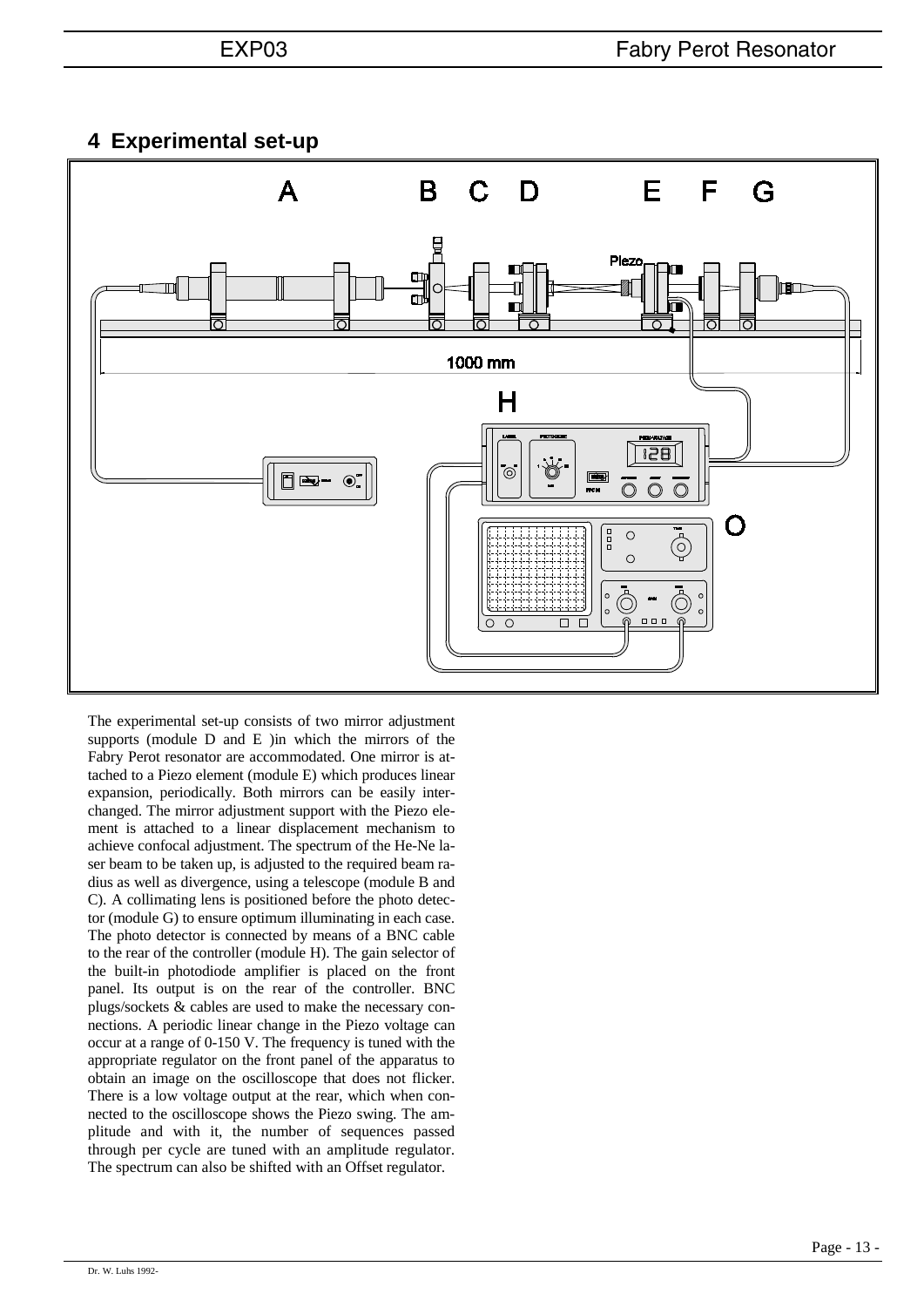## 4 Experimental set-up

The experimental set-up consists of two mirror adjustment supports (module D and E )in which the mirrors of the Fabry Perot resonator are accommodated. One mirror is attached to a Piezo element (module E) which produces linear expansion, periodically. Both mirrors can be easily interchanged. The mirror adjustment support with the Piezo element is attached to a linear displacement mechanism to achieve confocal adjustment. The spectrum of the He-Ne laser beam to be taken up, is adjusted to the required beam radius as well as divergence, using a telescope (module B and C). A collimating lens is positioned before the photo detector (module G) to ensure optimum illuminating in each case. The photo detector is connected by means of a BNC cable to the rear of the controller (module H). The gain selector of the built-in photodiode amplifier is placed on the front panel. Its output is on the rear of the controller. BNC plugs/sockets & cables are used to make the necessary connections. A periodic linear change in the Piezo voltage can occur at a range of 0-150 V. The frequency is tuned with the appropriate regulator on the front panel of the apparatus to obtain an image on the oscilloscope that does not flicker. There is a low voltage output at the rear, which when connected to the oscilloscope shows the Piezo swing. The amplitude and with it, the number of sequences passed through per cycle are tuned with an amplitude regulator. The spectrum can also be shifted with an Offset regulator.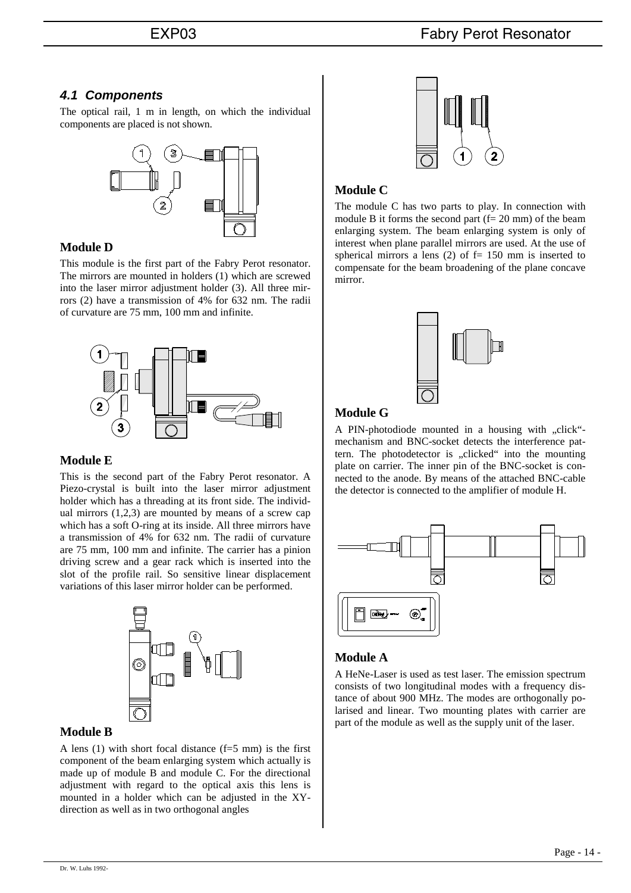### 4.1 Components

The optical rail, 1 m in length, on which the individual components are placed is not shown.

### Module D

This module is the first part of the Fabry Perot resonator. The mirrors are mounted in holders (1) which are screwed into the laser mirror adjustment holder (3). All three mirrors (2) have a transmission of 4% for 632 nm. The radii of curvature are 75 mm, 100 mm and infinite.

### Module E

This is the second part of the Fabry Perot resonator. A Piezo-crystal is built into the laser mirror adjustment holder which has a threading at its front side. The individual mirrors (1,2,3) are mounted by means of a screw cap which has a soft O-ring at its inside. All three mirrors have a transmission of 4% for 632 nm. The radii of curvature are 75 mm, 100 mm and infinite. The carrier has a pinion driving screw and a gear rack which is inserted into the slot of the profile rail. So sensitive linear displacement variations of this laser mirror holder can be performed.

### Module B

A lens (1) with short focal distance (f=5 mm) is the first component of the beam enlarging system which actually is made up of module B and module C. For the directional adjustment with regard to the optical axis this lens is mounted in a holder which can be adjusted in the XY-direction as well as in two orthogonal angles

### Module C

The module C has two parts to play. In connection with module B it forms the second part (f= 20 mm) of the beam enlarging system. The beam enlarging system is only of interest when plane parallel mirrors are used. At the use of spherical mirrors a lens (2) of f= 150 mm is inserted to compensate for the beam broadening of the plane concave mirror.

### Module G

A PIN-photodiode mounted in a housing with „click"-mechanism and BNC-socket detects the interference pattern. The photodetector is „clicked" into the mounting plate on carrier. The inner pin of the BNC-socket is connected to the anode. By means of the attached BNC-cable the detector is connected to the amplifier of module H.

### Module A

A HeNe-Laser is used as test laser. The emission spectrum consists of two longitudinal modes with a frequency distance of about 900 MHz. The modes are orthogonally polarised and linear. Two mounting plates with carrier are part of the module as well as the supply unit of the laser.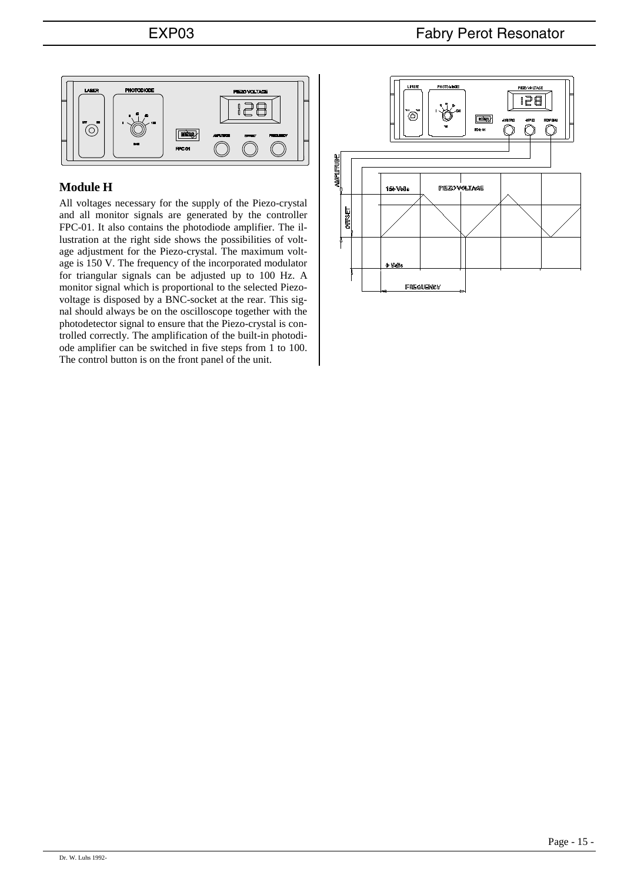## Module H

All voltages necessary for the supply of the Piezo-crystal and all monitor signals are generated by the controller FPC-01. It also contains the photodiode amplifier. The illustration at the right side shows the possibilities of voltage adjustment for the Piezo-crystal. The maximum voltage is 150 V. The frequency of the incorporated modulator for triangular signals can be adjusted up to 100 Hz. A monitor signal which is proportional to the selected Piezo-voltage is disposed by a BNC-socket at the rear. This signal should always be on the oscilloscope together with the photodetector signal to ensure that the Piezo-crystal is controlled correctly. The amplification of the built-in photodiode amplifier can be switched in five steps from 1 to 100. The control button is on the front panel of the unit.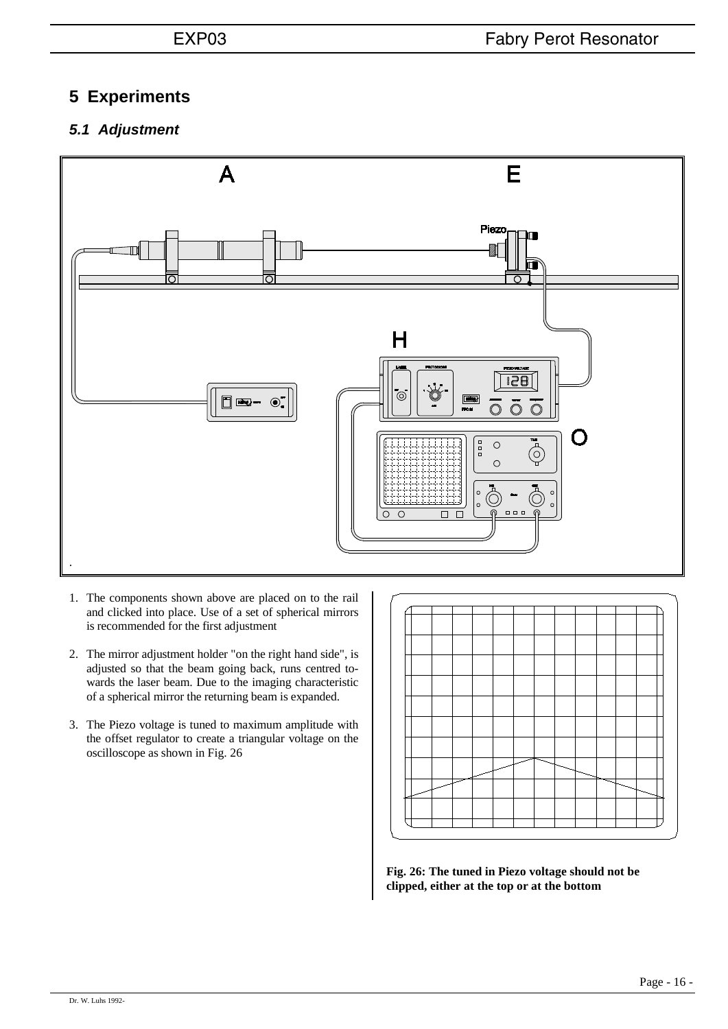## 5 Experiments

### *5.1 Adjustment*

1. The components shown above are placed on to the rail and clicked into place. Use of a set of spherical mirrors is recommended for the first adjustment

2. The mirror adjustment holder "on the right hand side", is adjusted so that the beam going back, runs centred towards the laser beam. Due to the imaging characteristic of a spherical mirror the returning beam is expanded.

3. The Piezo voltage is tuned to maximum amplitude with the offset regulator to create a triangular voltage on the oscilloscope as shown in Fig. 26

**Fig. 26: The tuned in Piezo voltage should not be clipped, either at the top or at the bottom**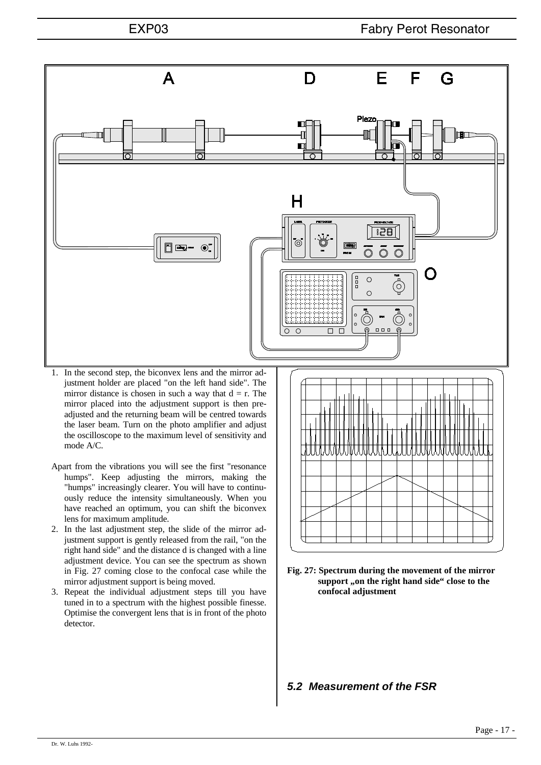1. In the second step, the biconvex lens and the mirror adjustment holder are placed "on the left hand side". The mirror distance is chosen in such a way that $d = r$. The mirror placed into the adjustment support is then pre-adjusted and the returning beam will be centred towards the laser beam. Turn on the photo amplifier and adjust the oscilloscope to the maximum level of sensitivity and mode A/C.

Apart from the vibrations you will see the first "resonance humps". Keep adjusting the mirrors, making the "humps" increasingly clearer. You will have to continuously reduce the intensity simultaneously. When you have reached an optimum, you can shift the biconvex lens for maximum amplitude.

2. In the last adjustment step, the slide of the mirror adjustment support is gently released from the rail, "on the right hand side" and the distance d is changed with a line adjustment device. You can see the spectrum as shown in Fig. 27 coming close to the confocal case while the mirror adjustment support is being moved.
3. Repeat the individual adjustment steps till you have tuned in to a spectrum with the highest possible finesse. Optimise the convergent lens that is in front of the photo detector.

**Fig. 27: Spectrum during the movement of the mirror support „on the right hand side" close to the confocal adjustment**

### *5.2 Measurement of the FSR*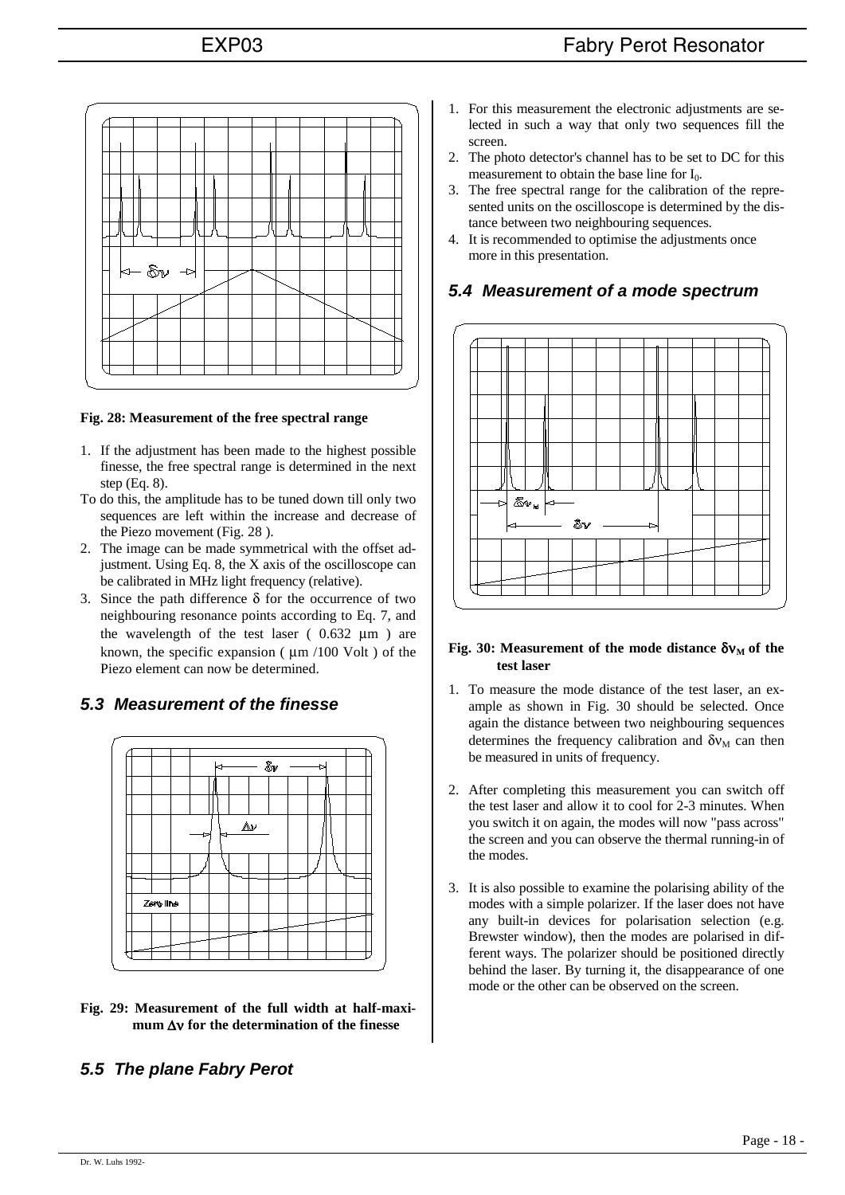Fig. 28: Measurement of the free spectral range

1. If the adjustment has been made to the highest possible finesse, the free spectral range is determined in the next step (Eq. 8).

To do this, the amplitude has to be tuned down till only two sequences are left within the increase and decrease of the Piezo movement (Fig. 28 ).

2. The image can be made symmetrical with the offset adjustment. Using Eq. 8, the X axis of the oscilloscope can be calibrated in MHz light frequency (relative).
3. Since the path difference $\delta$ for the occurrence of two neighbouring resonance points according to Eq. 7, and the wavelength of the test laser ( 0.632 µm ) are known, the specific expansion ( µm /100 Volt ) of the Piezo element can now be determined.

## 5.3 Measurement of the finesse

Fig. 29: Measurement of the full width at half-maximum $\Delta\nu$ for the determination of the finesse

1. For this measurement the electronic adjustments are selected in such a way that only two sequences fill the screen.
2. The photo detector's channel has to be set to DC for this measurement to obtain the base line for $I_0$.
3. The free spectral range for the calibration of the represented units on the oscilloscope is determined by the distance between two neighbouring sequences.
4. It is recommended to optimise the adjustments once more in this presentation.

## 5.4 Measurement of a mode spectrum

Fig. 30: Measurement of the mode distance $\delta\nu_M$ of the test laser

1. To measure the mode distance of the test laser, an example as shown in Fig. 30 should be selected. Once again the distance between two neighbouring sequences determines the frequency calibration and $\delta\nu_M$ can then be measured in units of frequency.

2. After completing this measurement you can switch off the test laser and allow it to cool for 2-3 minutes. When you switch it on again, the modes will now "pass across" the screen and you can observe the thermal running-in of the modes.

3. It is also possible to examine the polarising ability of the modes with a simple polarizer. If the laser does not have any built-in devices for polarisation selection (e.g. Brewster window), then the modes are polarised in different ways. The polarizer should be positioned directly behind the laser. By turning it, the disappearance of one mode or the other can be observed on the screen.

## 5.5 The plane Fabry Perot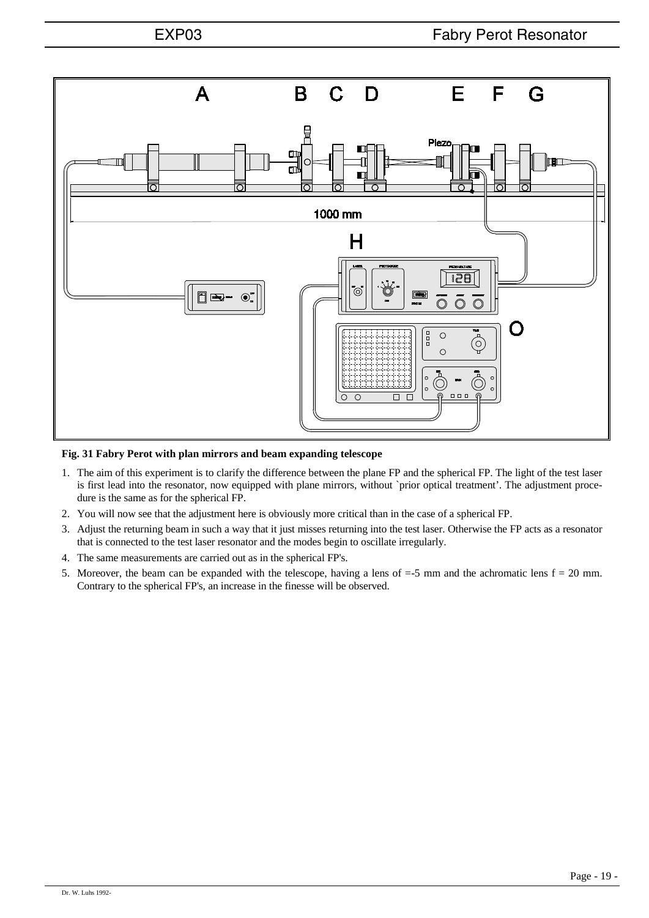A B C D E F G

Piezo

1000 mm

H

O

**Fig. 31 Fabry Perot with plan mirrors and beam expanding telescope**

1. The aim of this experiment is to clarify the difference between the plane FP and the spherical FP. The light of the test laser is first lead into the resonator, now equipped with plane mirrors, without `prior optical treatment'. The adjustment procedure is the same as for the spherical FP.
2. You will now see that the adjustment here is obviously more critical than in the case of a spherical FP.
3. Adjust the returning beam in such a way that it just misses returning into the test laser. Otherwise the FP acts as a resonator that is connected to the test laser resonator and the modes begin to oscillate irregularly.
4. The same measurements are carried out as in the spherical FP's.
5. Moreover, the beam can be expanded with the telescope, having a lens of =-5 mm and the achromatic lens f = 20 mm. Contrary to the spherical FP's, an increase in the finesse will be observed.